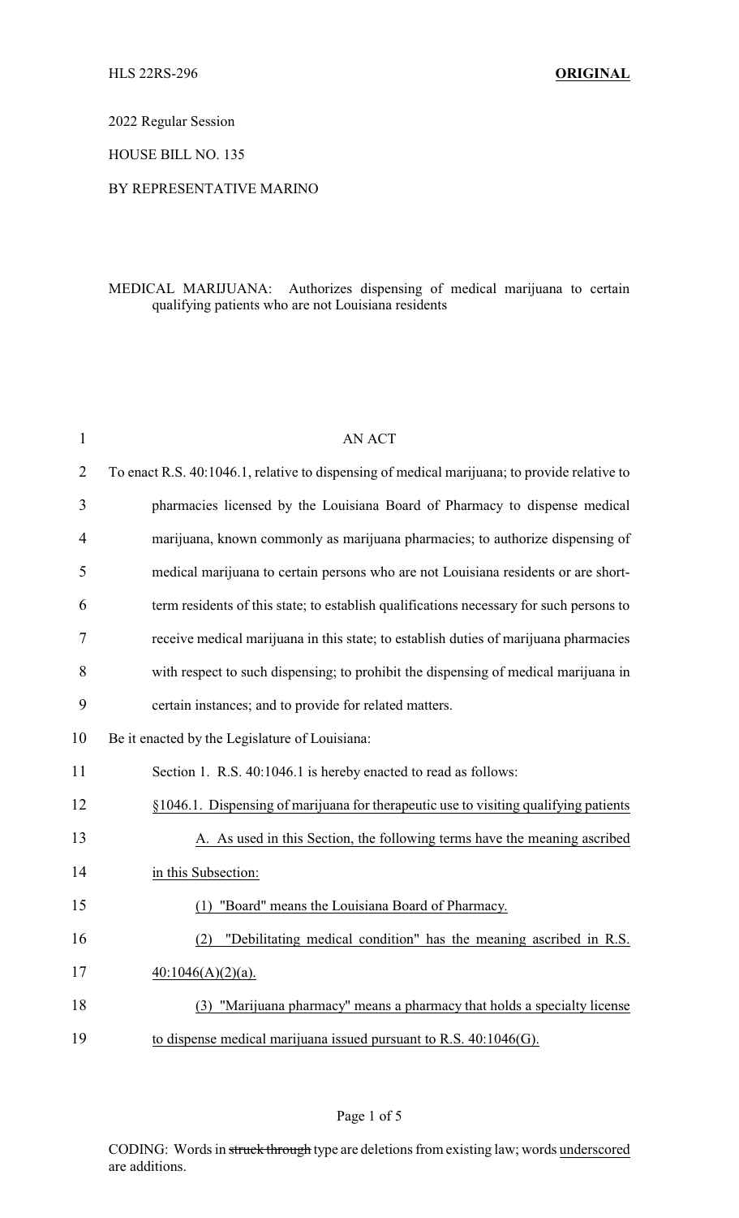HLS 22RS-296 **ORIGINAL**

2022 Regular Session

HOUSE BILL NO. 135

BY REPRESENTATIVE MARINO

MEDICAL MARIJUANA: Authorizes dispensing of medical marijuana to certain qualifying patients who are not Louisiana residents

AN ACT

To enact R.S. 40:1046.1, relative to dispensing of medical marijuana; to provide relative to pharmacies licensed by the Louisiana Board of Pharmacy to dispense medical marijuana, known commonly as marijuana pharmacies; to authorize dispensing of medical marijuana to certain persons who are not Louisiana residents or are short-term residents of this state; to establish qualifications necessary for such persons to receive medical marijuana in this state; to establish duties of marijuana pharmacies with respect to such dispensing; to prohibit the dispensing of medical marijuana in certain instances; and to provide for related matters.

Be it enacted by the Legislature of Louisiana:

Section 1. R.S. 40:1046.1 is hereby enacted to read as follows:

§1046.1. Dispensing of marijuana for therapeutic use to visiting qualifying patients

A. As used in this Section, the following terms have the meaning ascribed in this Subsection:

(1) "Board" means the Louisiana Board of Pharmacy.

(2) "Debilitating medical condition" has the meaning ascribed in R.S. 40:1046(A)(2)(a).

(3) "Marijuana pharmacy" means a pharmacy that holds a specialty license to dispense medical marijuana issued pursuant to R.S. 40:1046(G).

CODING: Words in ~~struck through~~ type are deletions from existing law; words underscored are additions.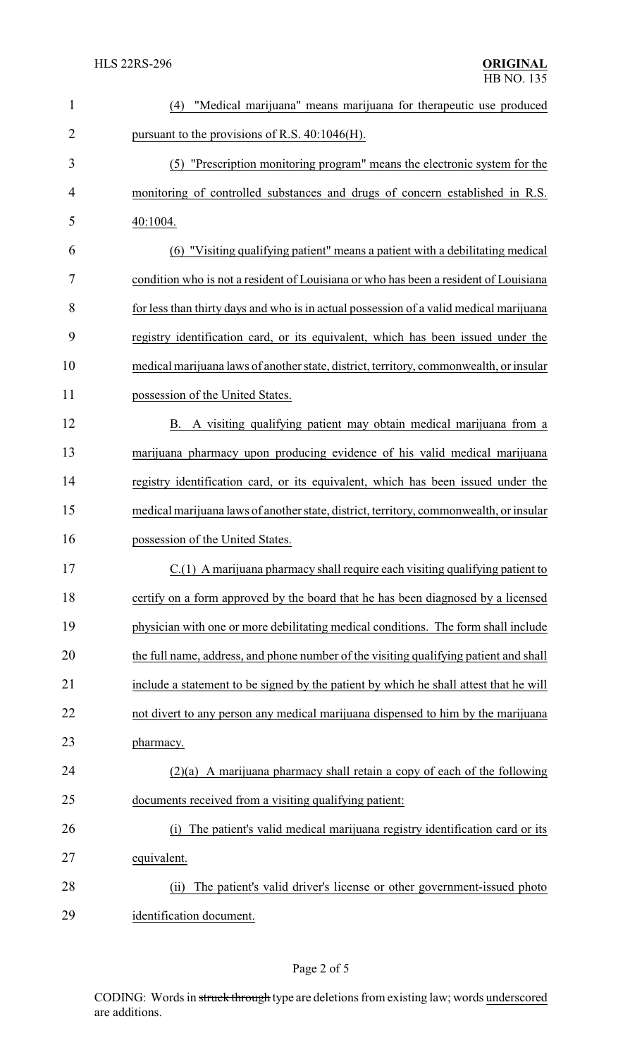(4) "Medical marijuana" means marijuana for therapeutic use produced pursuant to the provisions of R.S. 40:1046(H).

(5) "Prescription monitoring program" means the electronic system for the monitoring of controlled substances and drugs of concern established in R.S. 40:1004.

(6) "Visiting qualifying patient" means a patient with a debilitating medical condition who is not a resident of Louisiana or who has been a resident of Louisiana for less than thirty days and who is in actual possession of a valid medical marijuana registry identification card, or its equivalent, which has been issued under the medical marijuana laws of another state, district, territory, commonwealth, or insular possession of the United States.

B. A visiting qualifying patient may obtain medical marijuana from a marijuana pharmacy upon producing evidence of his valid medical marijuana registry identification card, or its equivalent, which has been issued under the medical marijuana laws of another state, district, territory, commonwealth, or insular possession of the United States.

C.(1) A marijuana pharmacy shall require each visiting qualifying patient to certify on a form approved by the board that he has been diagnosed by a licensed physician with one or more debilitating medical conditions. The form shall include the full name, address, and phone number of the visiting qualifying patient and shall include a statement to be signed by the patient by which he shall attest that he will not divert to any person any medical marijuana dispensed to him by the marijuana pharmacy.

(2)(a) A marijuana pharmacy shall retain a copy of each of the following documents received from a visiting qualifying patient:

(i) The patient's valid medical marijuana registry identification card or its equivalent.

(ii) The patient's valid driver's license or other government-issued photo identification document.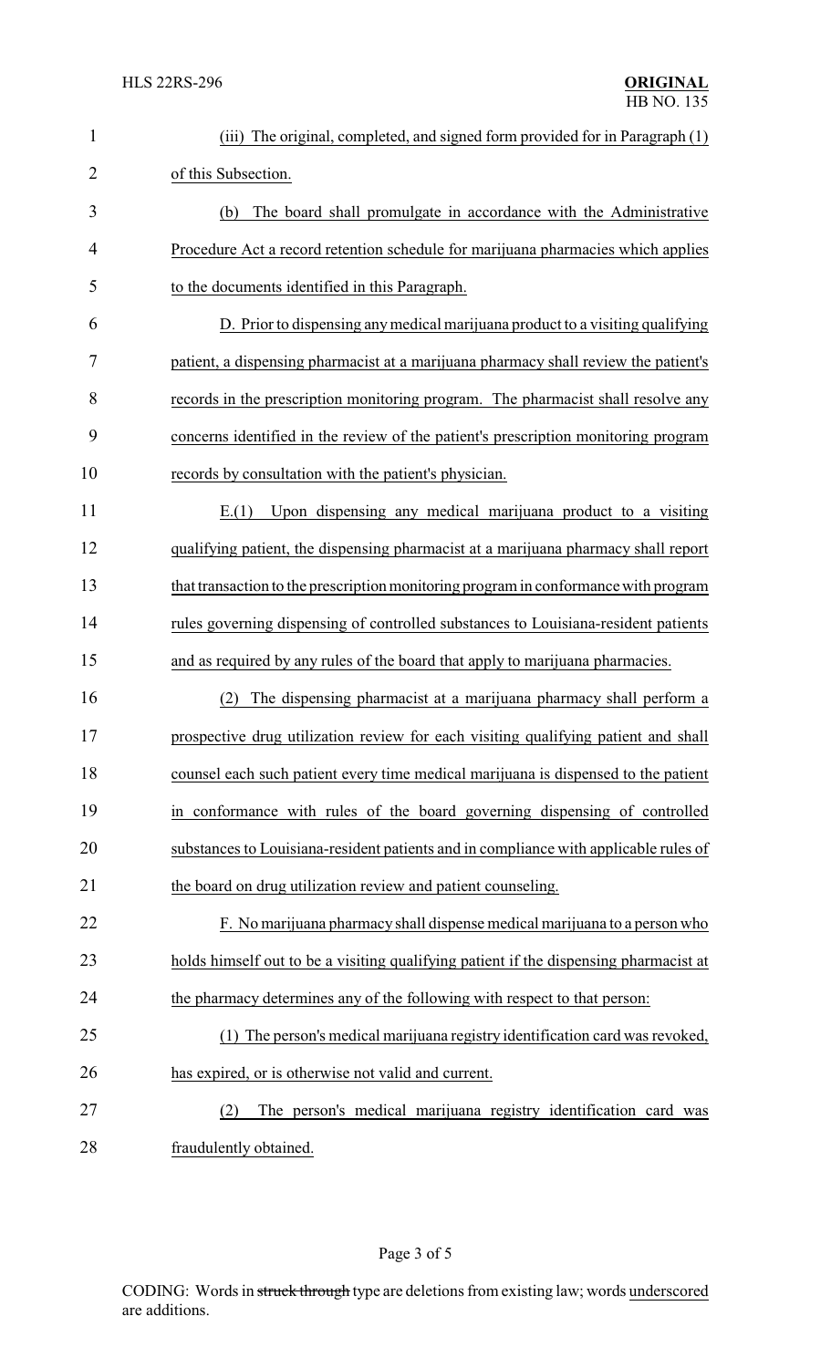(iii) The original, completed, and signed form provided for in Paragraph (1) of this Subsection.

(b) The board shall promulgate in accordance with the Administrative Procedure Act a record retention schedule for marijuana pharmacies which applies to the documents identified in this Paragraph.

D. Prior to dispensing any medical marijuana product to a visiting qualifying patient, a dispensing pharmacist at a marijuana pharmacy shall review the patient's records in the prescription monitoring program. The pharmacist shall resolve any concerns identified in the review of the patient's prescription monitoring program records by consultation with the patient's physician.

E.(1) Upon dispensing any medical marijuana product to a visiting qualifying patient, the dispensing pharmacist at a marijuana pharmacy shall report that transaction to the prescription monitoring program in conformance with program rules governing dispensing of controlled substances to Louisiana-resident patients and as required by any rules of the board that apply to marijuana pharmacies.

(2) The dispensing pharmacist at a marijuana pharmacy shall perform a prospective drug utilization review for each visiting qualifying patient and shall counsel each such patient every time medical marijuana is dispensed to the patient in conformance with rules of the board governing dispensing of controlled substances to Louisiana-resident patients and in compliance with applicable rules of the board on drug utilization review and patient counseling.

F. No marijuana pharmacy shall dispense medical marijuana to a person who holds himself out to be a visiting qualifying patient if the dispensing pharmacist at the pharmacy determines any of the following with respect to that person:

(1) The person's medical marijuana registry identification card was revoked, has expired, or is otherwise not valid and current.

(2) The person's medical marijuana registry identification card was fraudulently obtained.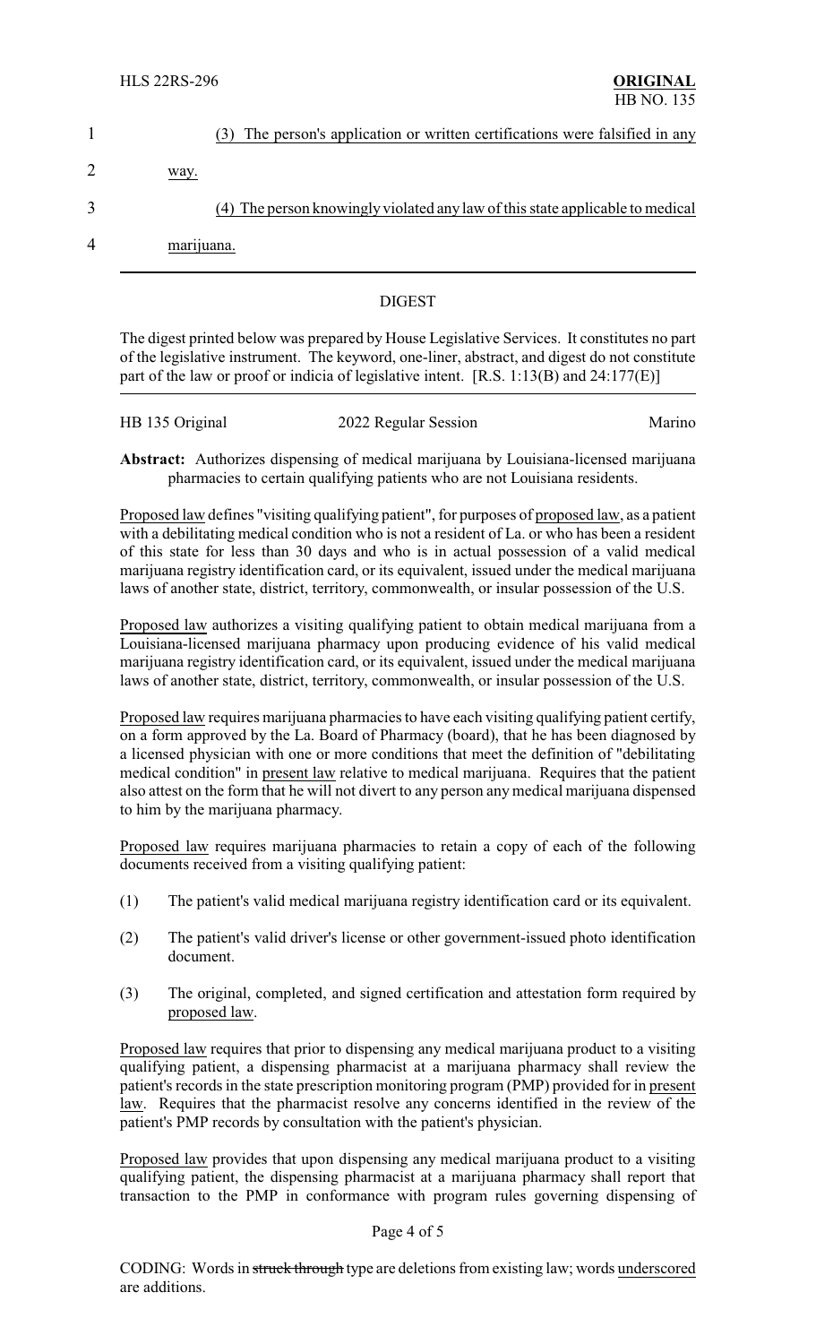(3) <u>The person's application or written certifications were falsified in any way.</u>

(4) <u>The person knowingly violated any law of this state applicable to medical marijuana.</u>

## DIGEST

The digest printed below was prepared by House Legislative Services. It constitutes no part of the legislative instrument. The keyword, one-liner, abstract, and digest do not constitute part of the law or proof or indicia of legislative intent. [R.S. 1:13(B) and 24:177(E)]

| HB 135 Original | 2022 Regular Session | Marino |
|---|---|---|

**Abstract:** Authorizes dispensing of medical marijuana by Louisiana-licensed marijuana pharmacies to certain qualifying patients who are not Louisiana residents.

<u>Proposed law</u> defines "visiting qualifying patient", for purposes of <u>proposed law</u>, as a patient with a debilitating medical condition who is not a resident of La. or who has been a resident of this state for less than 30 days and who is in actual possession of a valid medical marijuana registry identification card, or its equivalent, issued under the medical marijuana laws of another state, district, territory, commonwealth, or insular possession of the U.S.

<u>Proposed law</u> authorizes a visiting qualifying patient to obtain medical marijuana from a Louisiana-licensed marijuana pharmacy upon producing evidence of his valid medical marijuana registry identification card, or its equivalent, issued under the medical marijuana laws of another state, district, territory, commonwealth, or insular possession of the U.S.

<u>Proposed law</u> requires marijuana pharmacies to have each visiting qualifying patient certify, on a form approved by the La. Board of Pharmacy (board), that he has been diagnosed by a licensed physician with one or more conditions that meet the definition of "debilitating medical condition" in <u>present law</u> relative to medical marijuana. Requires that the patient also attest on the form that he will not divert to any person any medical marijuana dispensed to him by the marijuana pharmacy.

<u>Proposed law</u> requires marijuana pharmacies to retain a copy of each of the following documents received from a visiting qualifying patient:

(1) The patient's valid medical marijuana registry identification card or its equivalent.

(2) The patient's valid driver's license or other government-issued photo identification document.

(3) The original, completed, and signed certification and attestation form required by <u>proposed law</u>.

<u>Proposed law</u> requires that prior to dispensing any medical marijuana product to a visiting qualifying patient, a dispensing pharmacist at a marijuana pharmacy shall review the patient's records in the state prescription monitoring program (PMP) provided for in <u>present law</u>. Requires that the pharmacist resolve any concerns identified in the review of the patient's PMP records by consultation with the patient's physician.

<u>Proposed law</u> provides that upon dispensing any medical marijuana product to a visiting qualifying patient, the dispensing pharmacist at a marijuana pharmacy shall report that transaction to the PMP in conformance with program rules governing dispensing of

CODING: Words in ~~struck through~~ type are deletions from existing law; words <u>underscored</u> are additions.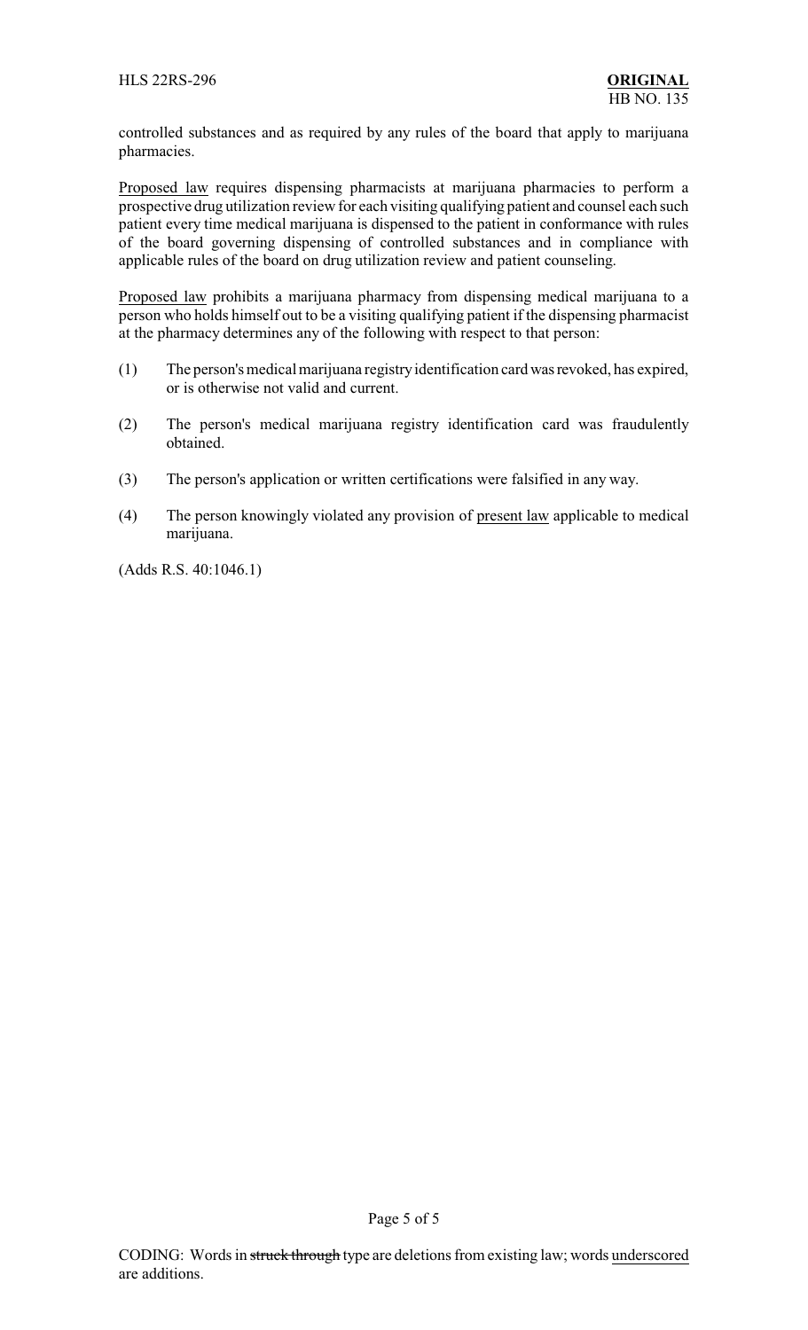controlled substances and as required by any rules of the board that apply to marijuana pharmacies.

Proposed law requires dispensing pharmacists at marijuana pharmacies to perform a prospective drug utilization review for each visiting qualifying patient and counsel each such patient every time medical marijuana is dispensed to the patient in conformance with rules of the board governing dispensing of controlled substances and in compliance with applicable rules of the board on drug utilization review and patient counseling.

Proposed law prohibits a marijuana pharmacy from dispensing medical marijuana to a person who holds himself out to be a visiting qualifying patient if the dispensing pharmacist at the pharmacy determines any of the following with respect to that person:

(1) The person's medical marijuana registry identification card was revoked, has expired, or is otherwise not valid and current.

(2) The person's medical marijuana registry identification card was fraudulently obtained.

(3) The person's application or written certifications were falsified in any way.

(4) The person knowingly violated any provision of present law applicable to medical marijuana.

(Adds R.S. 40:1046.1)